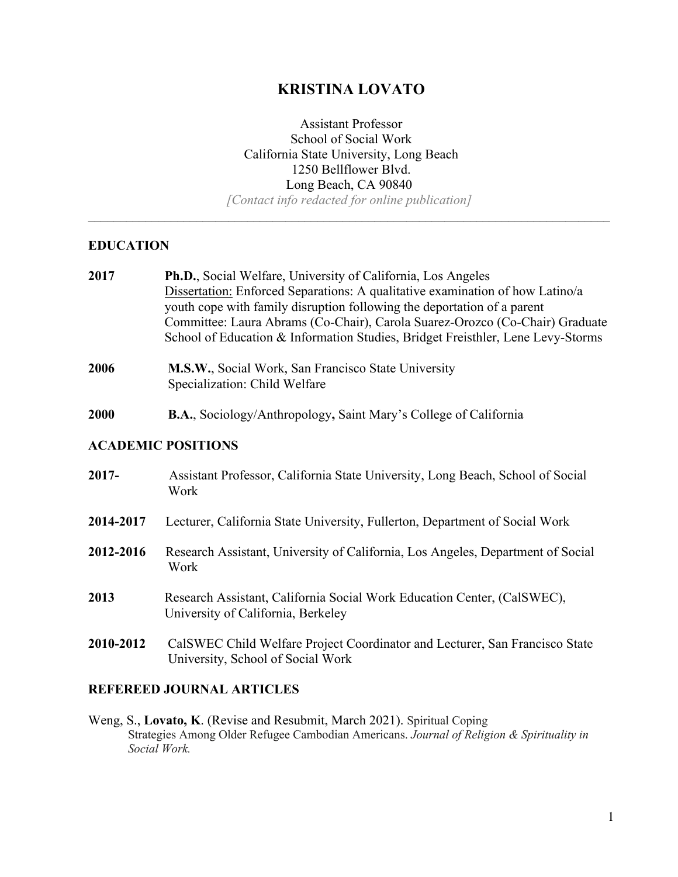# KRISTINA LOVATO

Assistant Professor
School of Social Work
California State University, Long Beach
1250 Bellflower Blvd.
Long Beach, CA 90840
*[Contact info redacted for online publication]*

---

## EDUCATION

**2017** **Ph.D.**, Social Welfare, University of California, Los Angeles
Dissertation: Enforced Separations: A qualitative examination of how Latino/a youth cope with family disruption following the deportation of a parent
Committee: Laura Abrams (Co-Chair), Carola Suarez-Orozco (Co-Chair) Graduate School of Education & Information Studies, Bridget Freisthler, Lene Levy-Storms

**2006** **M.S.W.**, Social Work, San Francisco State University
Specialization: Child Welfare

**2000** **B.A.**, Sociology/Anthropology**,** Saint Mary's College of California

## ACADEMIC POSITIONS

**2017-** Assistant Professor, California State University, Long Beach, School of Social Work

**2014-2017** Lecturer, California State University, Fullerton, Department of Social Work

**2012-2016** Research Assistant, University of California, Los Angeles, Department of Social Work

**2013** Research Assistant, California Social Work Education Center, (CalSWEC), University of California, Berkeley

**2010-2012** CalSWEC Child Welfare Project Coordinator and Lecturer, San Francisco State University, School of Social Work

## REFEREED JOURNAL ARTICLES

Weng, S., **Lovato, K**. (Revise and Resubmit, March 2021). Spiritual Coping Strategies Among Older Refugee Cambodian Americans. *Journal of Religion & Spirituality in Social Work.*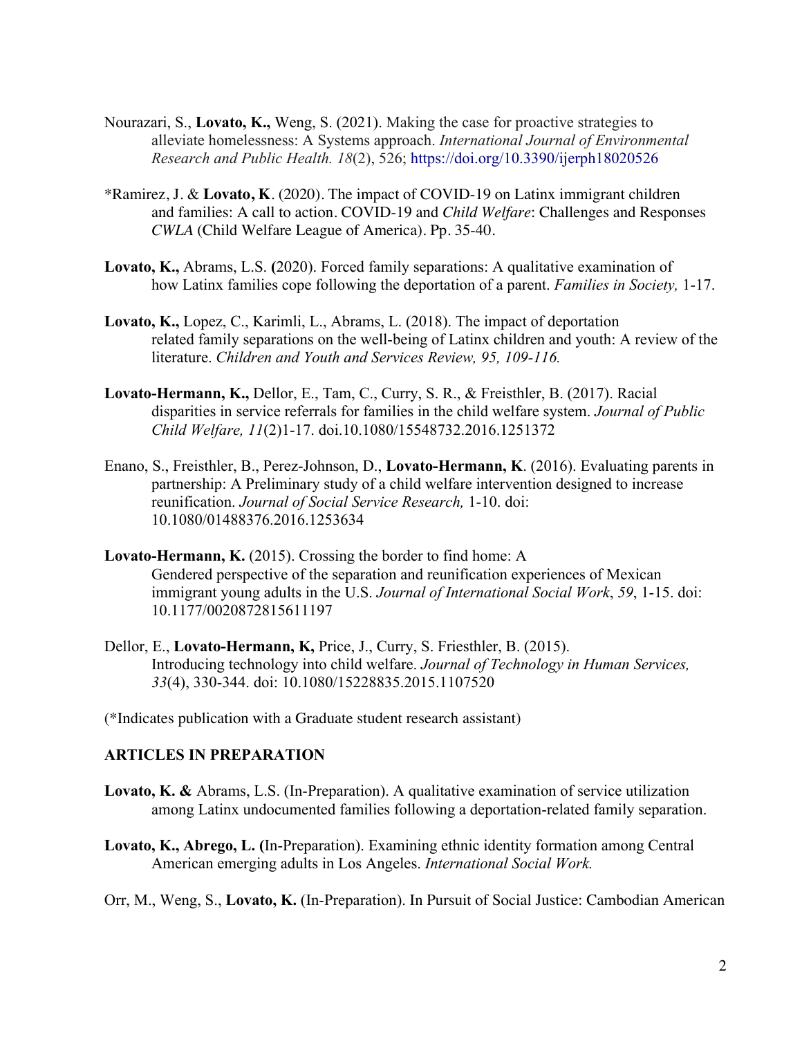Nourazari, S., **Lovato, K.,** Weng, S. (2021). Making the case for proactive strategies to alleviate homelessness: A Systems approach. *International Journal of Environmental Research and Public Health. 18*(2), 526; https://doi.org/10.3390/ijerph18020526

*Ramirez, J. & **Lovato, K**. (2020). The impact of COVID-19 on Latinx immigrant children and families: A call to action. COVID-19 and *Child Welfare*: Challenges and Responses *CWLA* (Child Welfare League of America). Pp. 35-40.

**Lovato, K.,** Abrams, L.S. **(**2020). Forced family separations: A qualitative examination of how Latinx families cope following the deportation of a parent. *Families in Society,* 1-17.

**Lovato, K.,** Lopez, C., Karimli, L., Abrams, L. (2018). The impact of deportation related family separations on the well-being of Latinx children and youth: A review of the literature. *Children and Youth and Services Review, 95, 109-116.*

**Lovato-Hermann, K.,** Dellor, E., Tam, C., Curry, S. R., & Freisthler, B. (2017). Racial disparities in service referrals for families in the child welfare system. *Journal of Public Child Welfare, 11*(2)1-17. doi.10.1080/15548732.2016.1251372

Enano, S., Freisthler, B., Perez-Johnson, D., **Lovato-Hermann, K**. (2016). Evaluating parents in partnership: A Preliminary study of a child welfare intervention designed to increase reunification. *Journal of Social Service Research,* 1-10. doi: 10.1080/01488376.2016.1253634

**Lovato-Hermann, K.** (2015). Crossing the border to find home: A Gendered perspective of the separation and reunification experiences of Mexican immigrant young adults in the U.S. *Journal of International Social Work*, *59*, 1-15. doi: 10.1177/0020872815611197

Dellor, E., **Lovato-Hermann, K,** Price, J., Curry, S. Friesthler, B. (2015). Introducing technology into child welfare. *Journal of Technology in Human Services, 33*(4), 330-344. doi: 10.1080/15228835.2015.1107520

(*Indicates publication with a Graduate student research assistant)

## ARTICLES IN PREPARATION

**Lovato, K. &** Abrams, L.S. (In-Preparation). A qualitative examination of service utilization among Latinx undocumented families following a deportation-related family separation.

**Lovato, K., Abrego, L. (**In-Preparation). Examining ethnic identity formation among Central American emerging adults in Los Angeles. *International Social Work.*

Orr, M., Weng, S., **Lovato, K.** (In-Preparation). In Pursuit of Social Justice: Cambodian American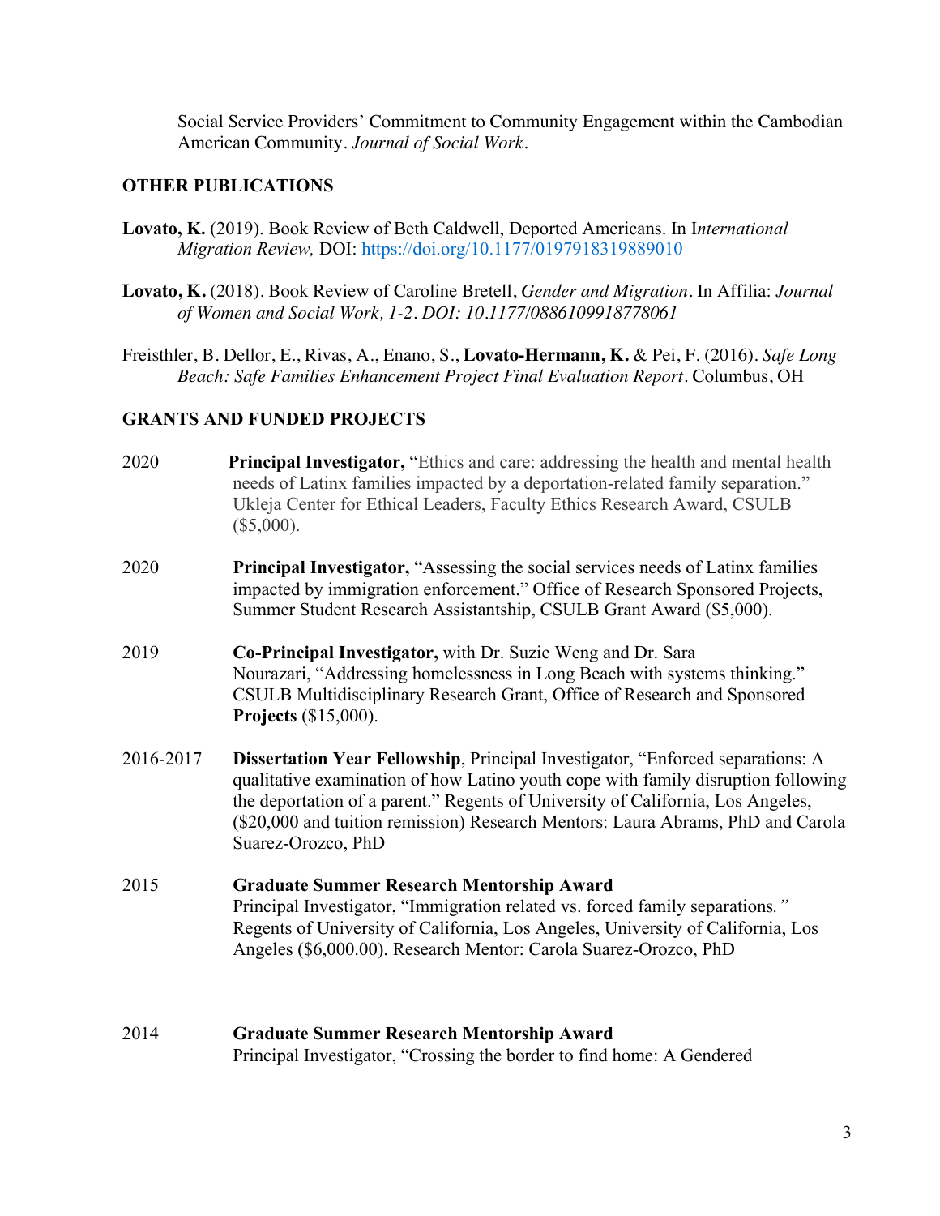Social Service Providers' Commitment to Community Engagement within the Cambodian American Community. *Journal of Social Work*.

## OTHER PUBLICATIONS

**Lovato, K.** (2019). Book Review of Beth Caldwell, Deported Americans. In I*nternational Migration Review,* DOI: https://doi.org/10.1177/0197918319889010

**Lovato, K.** (2018). Book Review of Caroline Bretell, *Gender and Migration*. In Affilia: *Journal of Women and Social Work, 1-2. DOI: 10.1177/0886109918778061*

Freisthler, B. Dellor, E., Rivas, A., Enano, S., **Lovato-Hermann, K.** & Pei, F. (2016). *Safe Long Beach: Safe Families Enhancement Project Final Evaluation Report*. Columbus, OH

## GRANTS AND FUNDED PROJECTS

2020 **Principal Investigator,** "Ethics and care: addressing the health and mental health needs of Latinx families impacted by a deportation-related family separation." Ukleja Center for Ethical Leaders, Faculty Ethics Research Award, CSULB ($5,000).

2020 **Principal Investigator,** "Assessing the social services needs of Latinx families impacted by immigration enforcement." Office of Research Sponsored Projects, Summer Student Research Assistantship, CSULB Grant Award ($5,000).

2019 **Co-Principal Investigator,** with Dr. Suzie Weng and Dr. Sara Nourazari, "Addressing homelessness in Long Beach with systems thinking." CSULB Multidisciplinary Research Grant, Office of Research and Sponsored **Projects** ($15,000).

2016-2017 **Dissertation Year Fellowship**, Principal Investigator, "Enforced separations: A qualitative examination of how Latino youth cope with family disruption following the deportation of a parent." Regents of University of California, Los Angeles, ($20,000 and tuition remission) Research Mentors: Laura Abrams, PhD and Carola Suarez-Orozco, PhD

2015 **Graduate Summer Research Mentorship Award**
Principal Investigator, "Immigration related vs. forced family separations*."* Regents of University of California, Los Angeles, University of California, Los Angeles ($6,000.00). Research Mentor: Carola Suarez-Orozco, PhD

2014 **Graduate Summer Research Mentorship Award**
Principal Investigator, "Crossing the border to find home: A Gendered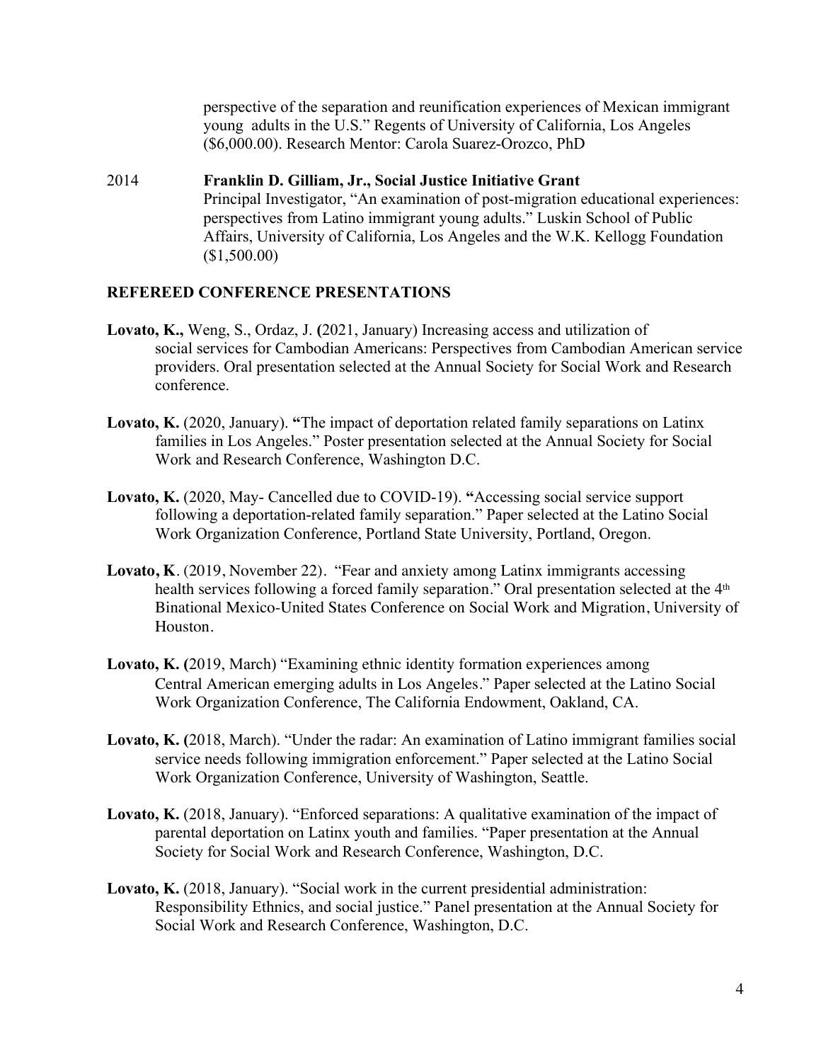perspective of the separation and reunification experiences of Mexican immigrant young adults in the U.S." Regents of University of California, Los Angeles ($6,000.00). Research Mentor: Carola Suarez-Orozco, PhD

2014 **Franklin D. Gilliam, Jr., Social Justice Initiative Grant**
Principal Investigator, "An examination of post-migration educational experiences: perspectives from Latino immigrant young adults." Luskin School of Public Affairs, University of California, Los Angeles and the W.K. Kellogg Foundation ($1,500.00)

## REFEREED CONFERENCE PRESENTATIONS

**Lovato, K.,** Weng, S., Ordaz, J. **(**2021, January) Increasing access and utilization of social services for Cambodian Americans: Perspectives from Cambodian American service providers. Oral presentation selected at the Annual Society for Social Work and Research conference.

**Lovato, K.** (2020, January). **"**The impact of deportation related family separations on Latinx families in Los Angeles." Poster presentation selected at the Annual Society for Social Work and Research Conference, Washington D.C.

**Lovato, K.** (2020, May- Cancelled due to COVID-19). **"**Accessing social service support following a deportation-related family separation." Paper selected at the Latino Social Work Organization Conference, Portland State University, Portland, Oregon.

**Lovato, K**. (2019, November 22). "Fear and anxiety among Latinx immigrants accessing health services following a forced family separation." Oral presentation selected at the 4th Binational Mexico-United States Conference on Social Work and Migration, University of Houston.

**Lovato, K. (**2019, March) "Examining ethnic identity formation experiences among Central American emerging adults in Los Angeles." Paper selected at the Latino Social Work Organization Conference, The California Endowment, Oakland, CA.

**Lovato, K. (**2018, March). "Under the radar: An examination of Latino immigrant families social service needs following immigration enforcement." Paper selected at the Latino Social Work Organization Conference, University of Washington, Seattle.

**Lovato, K.** (2018, January). "Enforced separations: A qualitative examination of the impact of parental deportation on Latinx youth and families. "Paper presentation at the Annual Society for Social Work and Research Conference, Washington, D.C.

**Lovato, K.** (2018, January). "Social work in the current presidential administration: Responsibility Ethnics, and social justice." Panel presentation at the Annual Society for Social Work and Research Conference, Washington, D.C.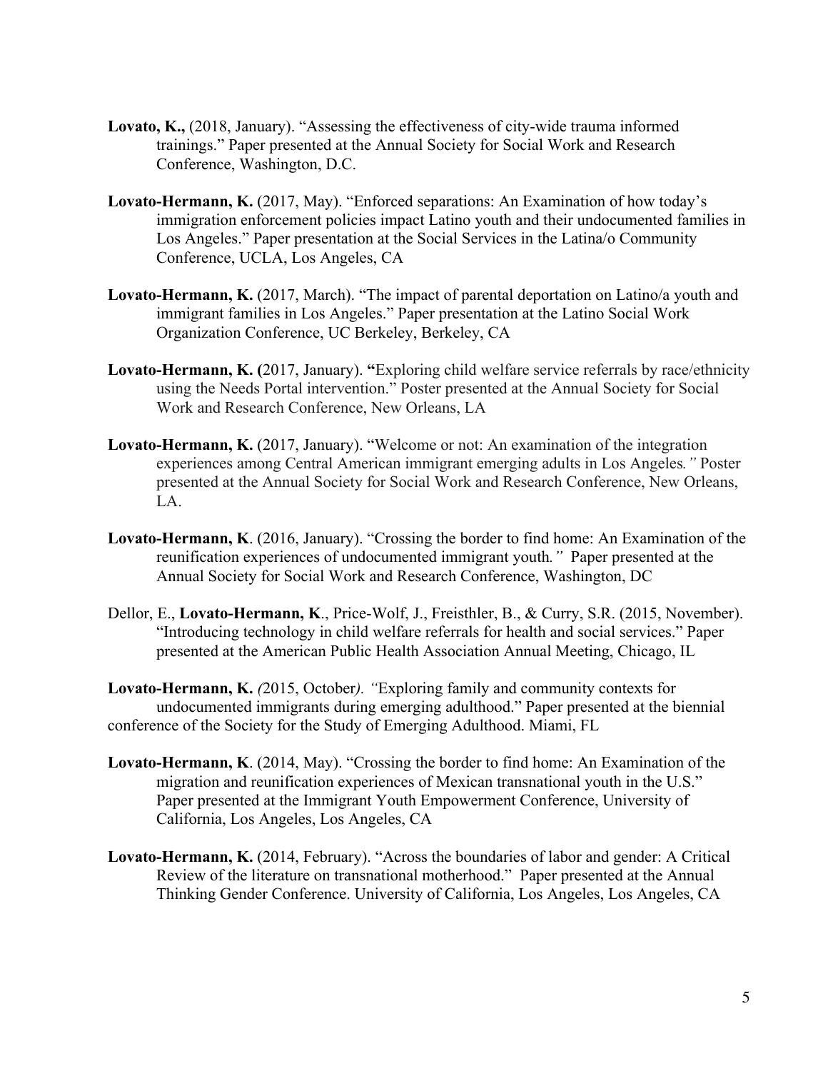**Lovato, K.,** (2018, January). "Assessing the effectiveness of city-wide trauma informed trainings." Paper presented at the Annual Society for Social Work and Research Conference, Washington, D.C.

**Lovato-Hermann, K.** (2017, May). "Enforced separations: An Examination of how today's immigration enforcement policies impact Latino youth and their undocumented families in Los Angeles." Paper presentation at the Social Services in the Latina/o Community Conference, UCLA, Los Angeles, CA

**Lovato-Hermann, K.** (2017, March). "The impact of parental deportation on Latino/a youth and immigrant families in Los Angeles." Paper presentation at the Latino Social Work Organization Conference, UC Berkeley, Berkeley, CA

**Lovato-Hermann, K. (**2017, January). **"**Exploring child welfare service referrals by race/ethnicity using the Needs Portal intervention." Poster presented at the Annual Society for Social Work and Research Conference, New Orleans, LA

**Lovato-Hermann, K.** (2017, January). "Welcome or not: An examination of the integration experiences among Central American immigrant emerging adults in Los Angeles*."* Poster presented at the Annual Society for Social Work and Research Conference, New Orleans, LA.

**Lovato-Hermann, K**. (2016, January). "Crossing the border to find home: An Examination of the reunification experiences of undocumented immigrant youth*."* Paper presented at the Annual Society for Social Work and Research Conference, Washington, DC

Dellor, E., **Lovato-Hermann, K**., Price-Wolf, J., Freisthler, B., & Curry, S.R. (2015, November). "Introducing technology in child welfare referrals for health and social services." Paper presented at the American Public Health Association Annual Meeting, Chicago, IL

**Lovato-Hermann, K.** *(*2015, October*). "*Exploring family and community contexts for undocumented immigrants during emerging adulthood." Paper presented at the biennial conference of the Society for the Study of Emerging Adulthood. Miami, FL

**Lovato-Hermann, K**. (2014, May). "Crossing the border to find home: An Examination of the migration and reunification experiences of Mexican transnational youth in the U.S." Paper presented at the Immigrant Youth Empowerment Conference, University of California, Los Angeles, Los Angeles, CA

**Lovato-Hermann, K.** (2014, February). "Across the boundaries of labor and gender: A Critical Review of the literature on transnational motherhood." Paper presented at the Annual Thinking Gender Conference. University of California, Los Angeles, Los Angeles, CA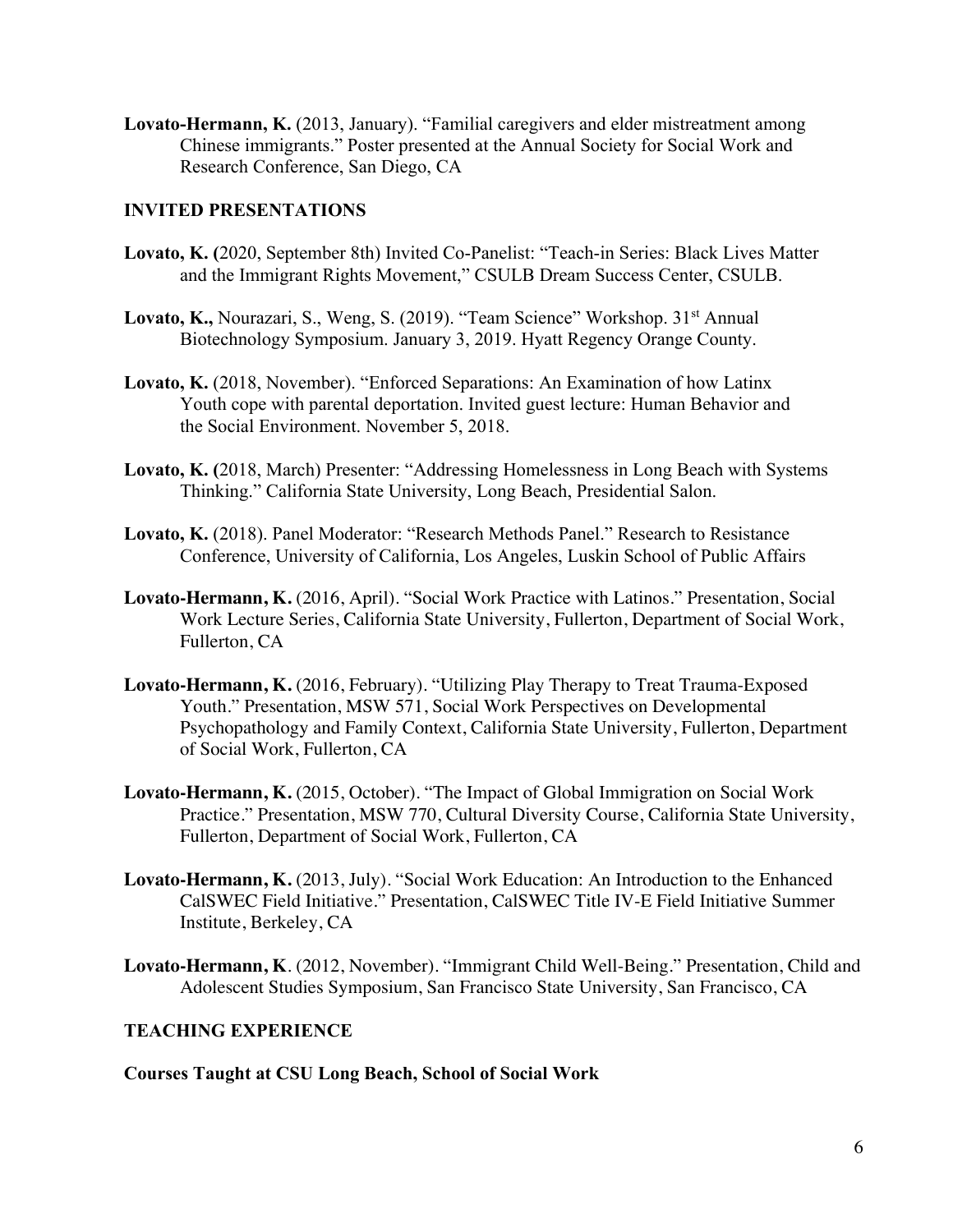**Lovato-Hermann, K.** (2013, January). "Familial caregivers and elder mistreatment among Chinese immigrants." Poster presented at the Annual Society for Social Work and Research Conference, San Diego, CA

## INVITED PRESENTATIONS

**Lovato, K. (**2020, September 8th) Invited Co-Panelist: "Teach-in Series: Black Lives Matter and the Immigrant Rights Movement," CSULB Dream Success Center, CSULB.

**Lovato, K.,** Nourazari, S., Weng, S. (2019). "Team Science" Workshop. 31st Annual Biotechnology Symposium. January 3, 2019. Hyatt Regency Orange County.

**Lovato, K.** (2018, November). "Enforced Separations: An Examination of how Latinx Youth cope with parental deportation. Invited guest lecture: Human Behavior and the Social Environment. November 5, 2018.

**Lovato, K. (**2018, March) Presenter: "Addressing Homelessness in Long Beach with Systems Thinking." California State University, Long Beach, Presidential Salon.

**Lovato, K.** (2018). Panel Moderator: "Research Methods Panel." Research to Resistance Conference, University of California, Los Angeles, Luskin School of Public Affairs

**Lovato-Hermann, K.** (2016, April). "Social Work Practice with Latinos." Presentation, Social Work Lecture Series, California State University, Fullerton, Department of Social Work, Fullerton, CA

**Lovato-Hermann, K.** (2016, February). "Utilizing Play Therapy to Treat Trauma-Exposed Youth." Presentation, MSW 571, Social Work Perspectives on Developmental Psychopathology and Family Context, California State University, Fullerton, Department of Social Work, Fullerton, CA

**Lovato-Hermann, K.** (2015, October). "The Impact of Global Immigration on Social Work Practice." Presentation, MSW 770, Cultural Diversity Course, California State University, Fullerton, Department of Social Work, Fullerton, CA

**Lovato-Hermann, K.** (2013, July). "Social Work Education: An Introduction to the Enhanced CalSWEC Field Initiative." Presentation, CalSWEC Title IV-E Field Initiative Summer Institute, Berkeley, CA

**Lovato-Hermann, K**. (2012, November). "Immigrant Child Well-Being." Presentation, Child and Adolescent Studies Symposium, San Francisco State University, San Francisco, CA

## TEACHING EXPERIENCE

**Courses Taught at CSU Long Beach, School of Social Work**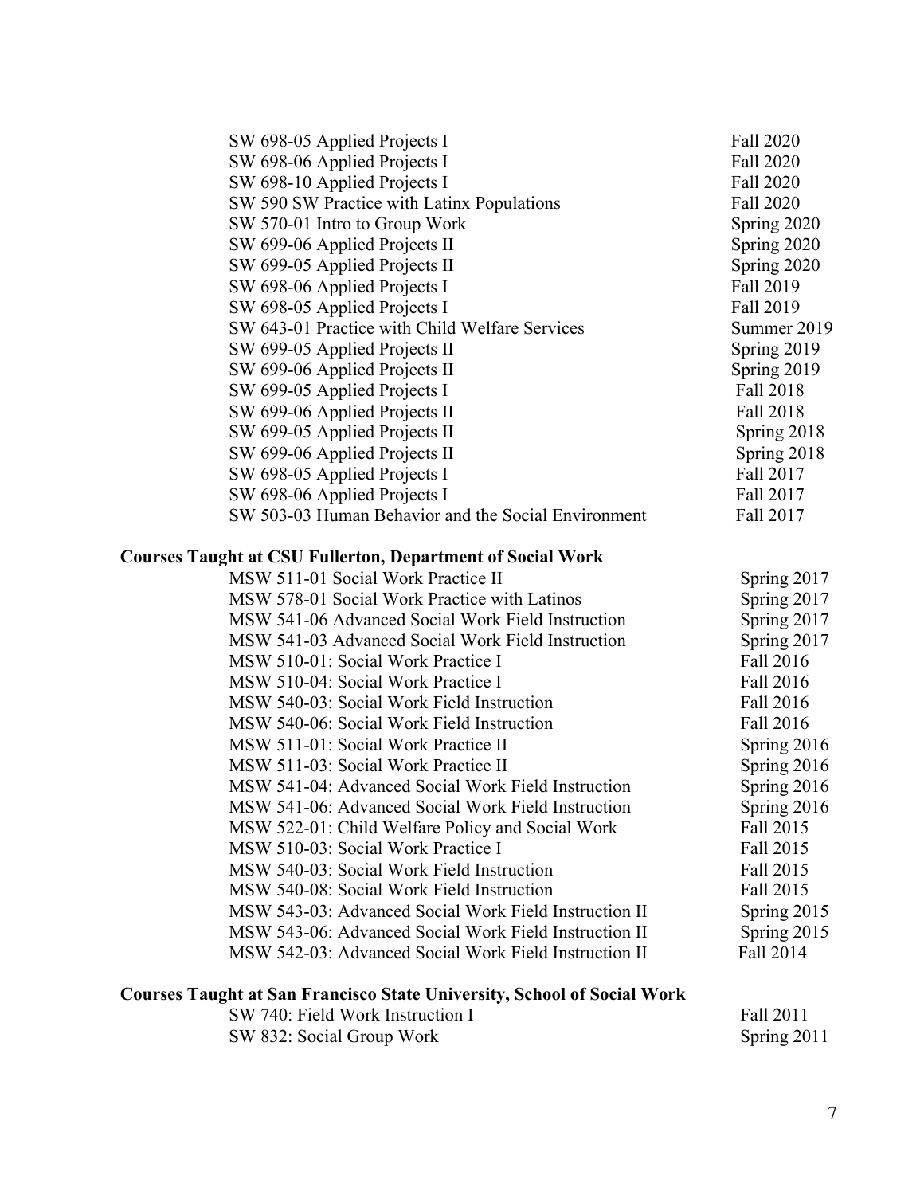| | |
|---|---|
| SW 698-05 Applied Projects I | Fall 2020 |
| SW 698-06 Applied Projects I | Fall 2020 |
| SW 698-10 Applied Projects I | Fall 2020 |
| SW 590 SW Practice with Latinx Populations | Fall 2020 |
| SW 570-01 Intro to Group Work | Spring 2020 |
| SW 699-06 Applied Projects II | Spring 2020 |
| SW 699-05 Applied Projects II | Spring 2020 |
| SW 698-06 Applied Projects I | Fall 2019 |
| SW 698-05 Applied Projects I | Fall 2019 |
| SW 643-01 Practice with Child Welfare Services | Summer 2019 |
| SW 699-05 Applied Projects II | Spring 2019 |
| SW 699-06 Applied Projects II | Spring 2019 |
| SW 699-05 Applied Projects I | Fall 2018 |
| SW 699-06 Applied Projects II | Fall 2018 |
| SW 699-05 Applied Projects II | Spring 2018 |
| SW 699-06 Applied Projects II | Spring 2018 |
| SW 698-05 Applied Projects I | Fall 2017 |
| SW 698-06 Applied Projects I | Fall 2017 |
| SW 503-03 Human Behavior and the Social Environment | Fall 2017 |

**Courses Taught at CSU Fullerton, Department of Social Work**

| | |
|---|---|
| MSW 511-01 Social Work Practice II | Spring 2017 |
| MSW 578-01 Social Work Practice with Latinos | Spring 2017 |
| MSW 541-06 Advanced Social Work Field Instruction | Spring 2017 |
| MSW 541-03 Advanced Social Work Field Instruction | Spring 2017 |
| MSW 510-01: Social Work Practice I | Fall 2016 |
| MSW 510-04: Social Work Practice I | Fall 2016 |
| MSW 540-03: Social Work Field Instruction | Fall 2016 |
| MSW 540-06: Social Work Field Instruction | Fall 2016 |
| MSW 511-01: Social Work Practice II | Spring 2016 |
| MSW 511-03: Social Work Practice II | Spring 2016 |
| MSW 541-04: Advanced Social Work Field Instruction | Spring 2016 |
| MSW 541-06: Advanced Social Work Field Instruction | Spring 2016 |
| MSW 522-01: Child Welfare Policy and Social Work | Fall 2015 |
| MSW 510-03: Social Work Practice I | Fall 2015 |
| MSW 540-03: Social Work Field Instruction | Fall 2015 |
| MSW 540-08: Social Work Field Instruction | Fall 2015 |
| MSW 543-03: Advanced Social Work Field Instruction II | Spring 2015 |
| MSW 543-06: Advanced Social Work Field Instruction II | Spring 2015 |
| MSW 542-03: Advanced Social Work Field Instruction II | Fall 2014 |

**Courses Taught at San Francisco State University, School of Social Work**

| | |
|---|---|
| SW 740: Field Work Instruction I | Fall 2011 |
| SW 832: Social Group Work | Spring 2011 |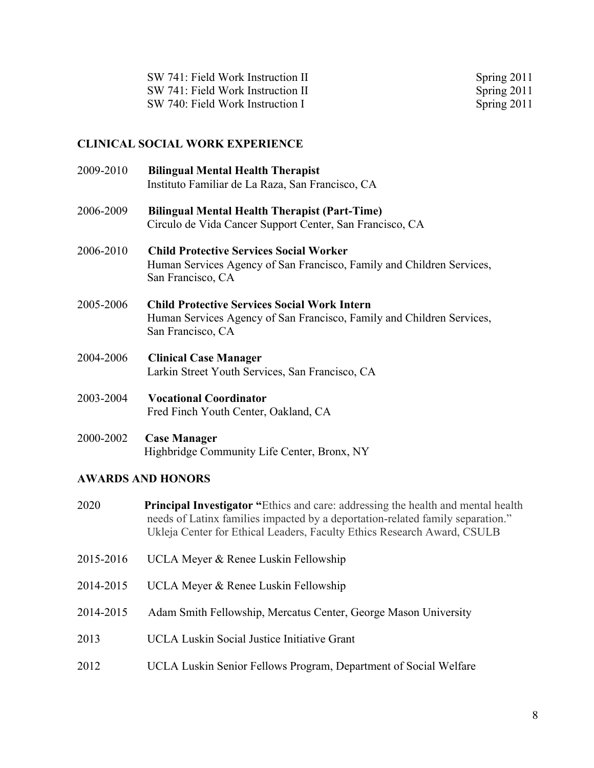SW 741: Field Work Instruction II — Spring 2011
SW 741: Field Work Instruction II — Spring 2011
SW 740: Field Work Instruction I — Spring 2011

## CLINICAL SOCIAL WORK EXPERIENCE

2009-2010 **Bilingual Mental Health Therapist**
Instituto Familiar de La Raza, San Francisco, CA

2006-2009 **Bilingual Mental Health Therapist (Part-Time)**
Circulo de Vida Cancer Support Center, San Francisco, CA

2006-2010 **Child Protective Services Social Worker**
Human Services Agency of San Francisco, Family and Children Services, San Francisco, CA

2005-2006 **Child Protective Services Social Work Intern**
Human Services Agency of San Francisco, Family and Children Services, San Francisco, CA

2004-2006 **Clinical Case Manager**
Larkin Street Youth Services, San Francisco, CA

2003-2004 **Vocational Coordinator**
Fred Finch Youth Center, Oakland, CA

2000-2002 **Case Manager**
Highbridge Community Life Center, Bronx, NY

## AWARDS AND HONORS

2020 **Principal Investigator "**Ethics and care: addressing the health and mental health needs of Latinx families impacted by a deportation-related family separation." Ukleja Center for Ethical Leaders, Faculty Ethics Research Award, CSULB

2015-2016 UCLA Meyer & Renee Luskin Fellowship

2014-2015 UCLA Meyer & Renee Luskin Fellowship

2014-2015 Adam Smith Fellowship, Mercatus Center, George Mason University

2013 UCLA Luskin Social Justice Initiative Grant

2012 UCLA Luskin Senior Fellows Program, Department of Social Welfare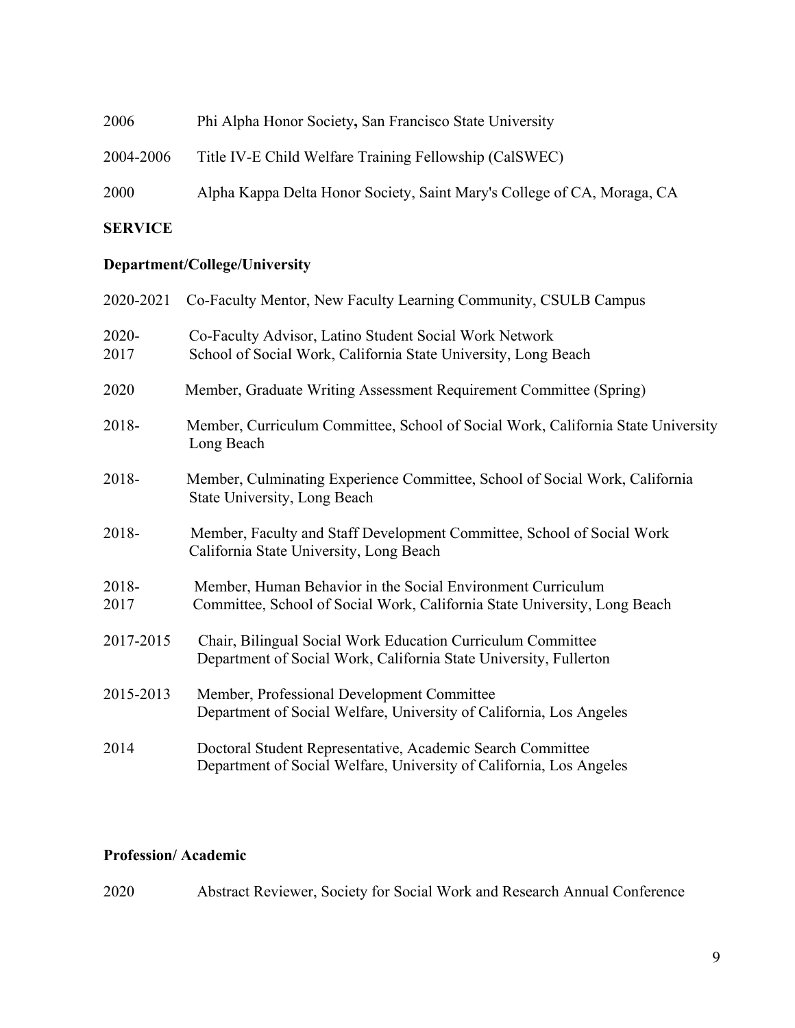2006 Phi Alpha Honor Society**,** San Francisco State University

2004-2006 Title IV-E Child Welfare Training Fellowship (CalSWEC)

2000 Alpha Kappa Delta Honor Society, Saint Mary's College of CA, Moraga, CA

## SERVICE

### Department/College/University

2020-2021 Co-Faculty Mentor, New Faculty Learning Community, CSULB Campus

2020-2017 Co-Faculty Advisor, Latino Student Social Work Network School of Social Work, California State University, Long Beach

2020 Member, Graduate Writing Assessment Requirement Committee (Spring)

2018- Member, Curriculum Committee, School of Social Work, California State University Long Beach

2018- Member, Culminating Experience Committee, School of Social Work, California State University, Long Beach

2018- Member, Faculty and Staff Development Committee, School of Social Work California State University, Long Beach

2018-2017 Member, Human Behavior in the Social Environment Curriculum Committee, School of Social Work, California State University, Long Beach

2017-2015 Chair, Bilingual Social Work Education Curriculum Committee Department of Social Work, California State University, Fullerton

2015-2013 Member, Professional Development Committee Department of Social Welfare, University of California, Los Angeles

2014 Doctoral Student Representative, Academic Search Committee Department of Social Welfare, University of California, Los Angeles

### Profession/ Academic

2020 Abstract Reviewer, Society for Social Work and Research Annual Conference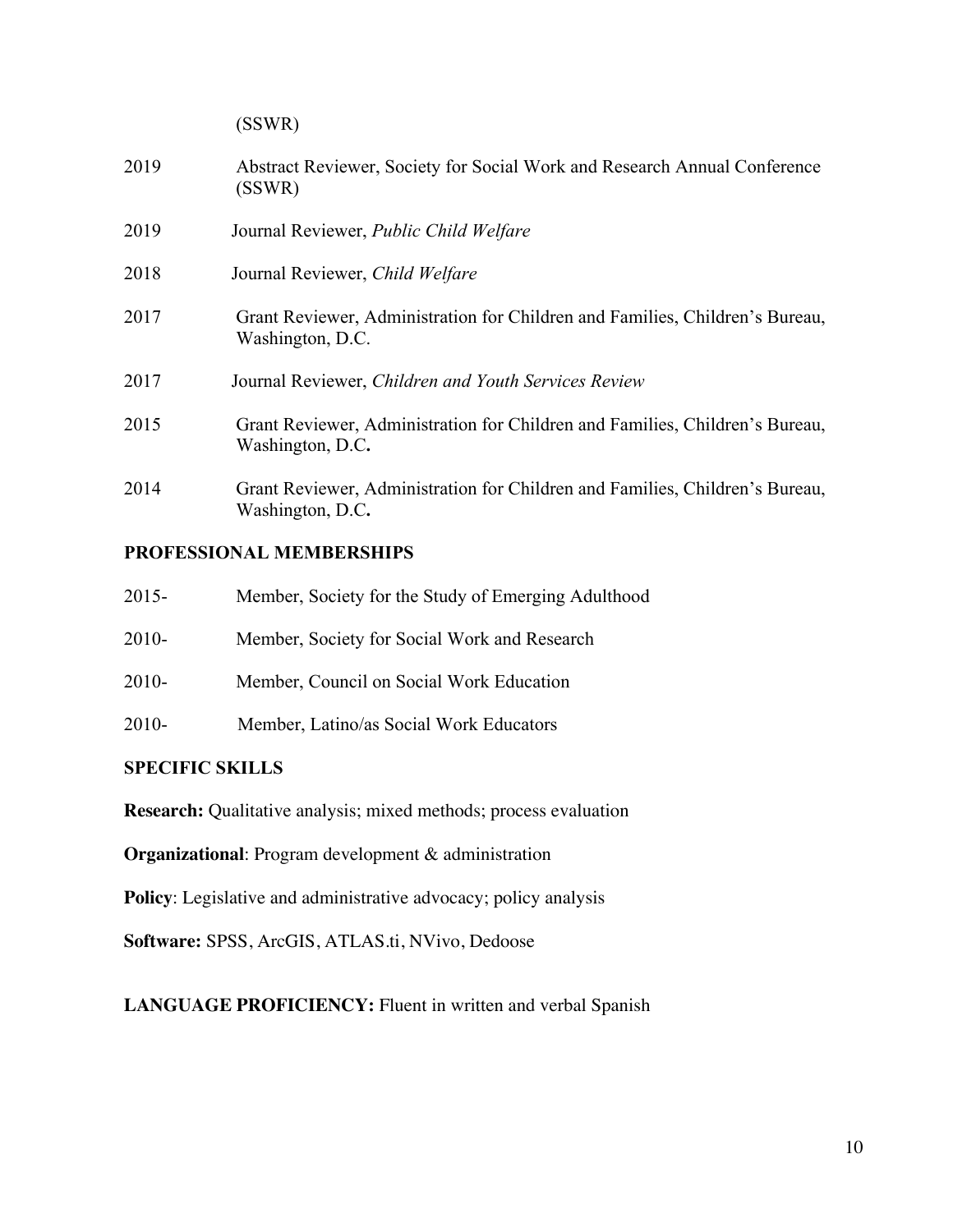(SSWR)

2019 Abstract Reviewer, Society for Social Work and Research Annual Conference (SSWR)

2019 Journal Reviewer, *Public Child Welfare*

2018 Journal Reviewer, *Child Welfare*

2017 Grant Reviewer, Administration for Children and Families, Children's Bureau, Washington, D.C.

2017 Journal Reviewer, *Children and Youth Services Review*

2015 Grant Reviewer, Administration for Children and Families, Children's Bureau, Washington, D.C.

2014 Grant Reviewer, Administration for Children and Families, Children's Bureau, Washington, D.C.

## PROFESSIONAL MEMBERSHIPS

2015- Member, Society for the Study of Emerging Adulthood

2010- Member, Society for Social Work and Research

2010- Member, Council on Social Work Education

2010- Member, Latino/as Social Work Educators

## SPECIFIC SKILLS

**Research:** Qualitative analysis; mixed methods; process evaluation

**Organizational**: Program development & administration

**Policy**: Legislative and administrative advocacy; policy analysis

**Software:** SPSS, ArcGIS, ATLAS.ti, NVivo, Dedoose

**LANGUAGE PROFICIENCY:** Fluent in written and verbal Spanish